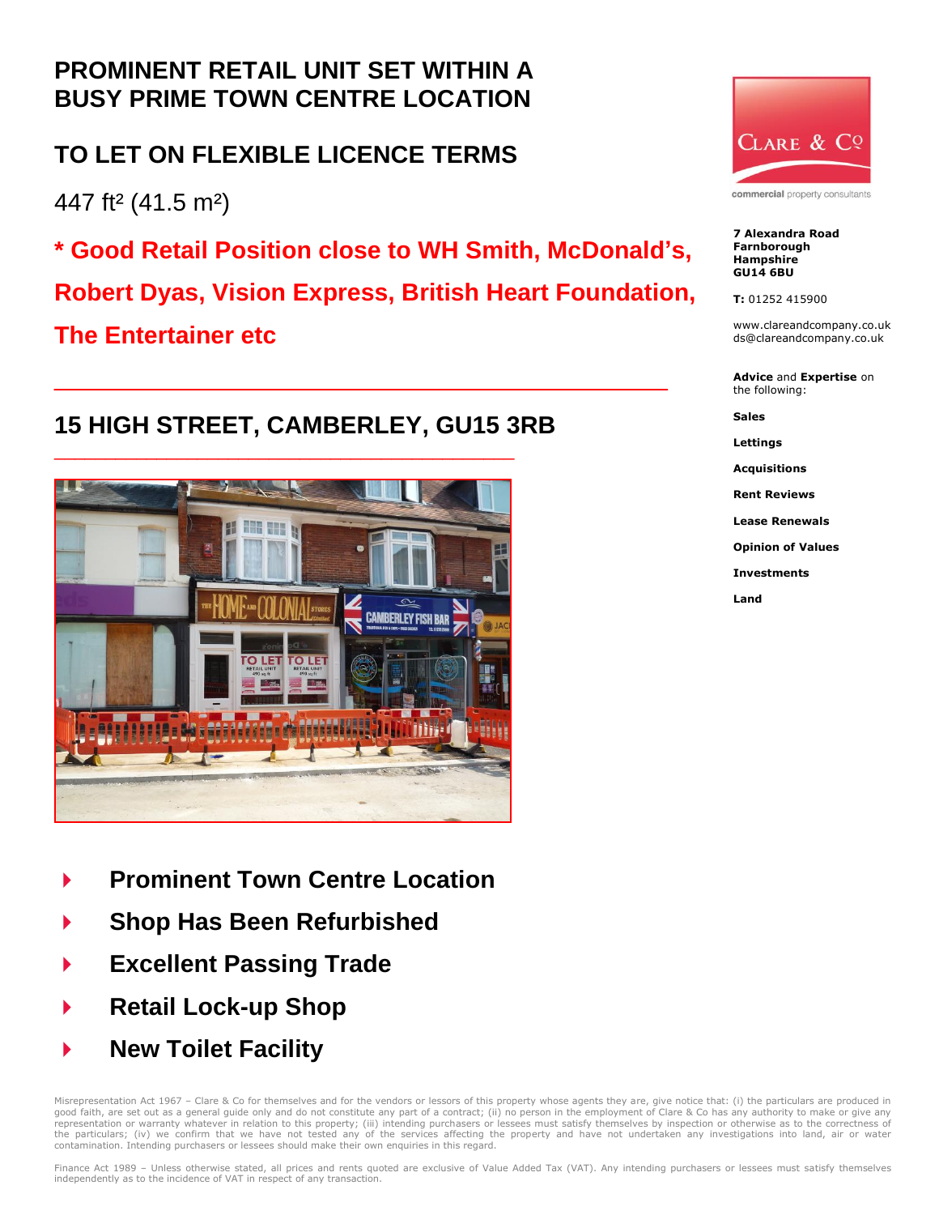# PROMINENT RETAIL UNIT SET WITHIN A BUSY PRIME TOWN CENTRE LOCATION

## TO LET ON FLEXIBLE LICENCE TERMS

447 ft² (41.5 m²)

**\* Good Retail Position close to WH Smith, McDonald's, Robert Dyas, Vision Express, British Heart Foundation, The Entertainer etc**

## 15 HIGH STREET, CAMBERLEY, GU15 3RB

- **Prominent Town Centre Location**
- **Shop Has Been Refurbished**
- **Excellent Passing Trade**
- **Retail Lock-up Shop**
- **New Toilet Facility**

CLARE & Co

commercial property consultants

**7 Alexandra Road**
**Farnborough**
**Hampshire**
**GU14 6BU**

**T:** 01252 415900

www.clareandcompany.co.uk
ds@clareandcompany.co.uk

**Advice** and **Expertise** on the following:

**Sales**

**Lettings**

**Acquisitions**

**Rent Reviews**

**Lease Renewals**

**Opinion of Values**

**Investments**

**Land**

Misrepresentation Act 1967 – Clare & Co for themselves and for the vendors or lessors of this property whose agents they are, give notice that: (i) the particulars are produced in good faith, are set out as a general guide only and do not constitute any part of a contract; (ii) no person in the employment of Clare & Co has any authority to make or give any representation or warranty whatever in relation to this property; (iii) intending purchasers or lessees must satisfy themselves by inspection or otherwise as to the correctness of the particulars; (iv) we confirm that we have not tested any of the services affecting the property and have not undertaken any investigations into land, air or water contamination. Intending purchasers or lessees should make their own enquiries in this regard.

Finance Act 1989 – Unless otherwise stated, all prices and rents quoted are exclusive of Value Added Tax (VAT). Any intending purchasers or lessees must satisfy themselves independently as to the incidence of VAT in respect of any transaction.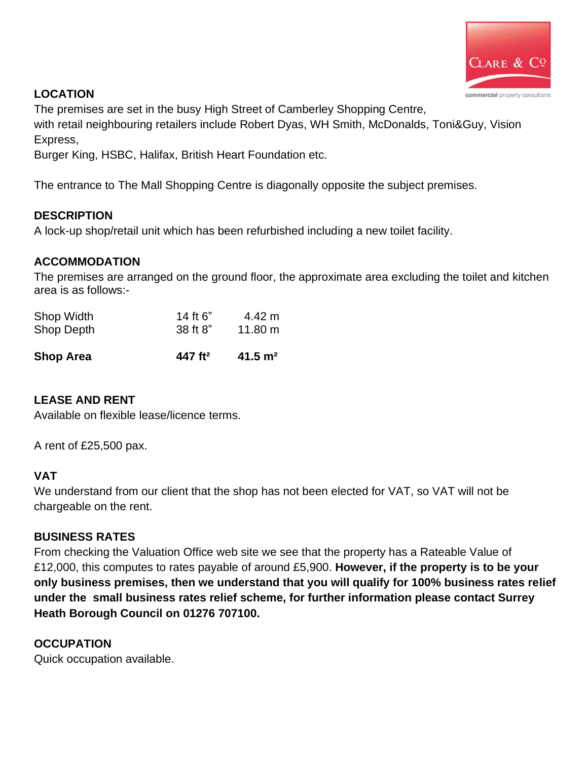## LOCATION

The premises are set in the busy High Street of Camberley Shopping Centre, with retail neighbouring retailers include Robert Dyas, WH Smith, McDonalds, Toni&Guy, Vision Express, Burger King, HSBC, Halifax, British Heart Foundation etc.

The entrance to The Mall Shopping Centre is diagonally opposite the subject premises.

## DESCRIPTION

A lock-up shop/retail unit which has been refurbished including a new toilet facility.

## ACCOMMODATION

The premises are arranged on the ground floor, the approximate area excluding the toilet and kitchen area is as follows:-

| | | |
|---|---|---|
| Shop Width | 14 ft 6" | 4.42 m |
| Shop Depth | 38 ft 8" | 11.80 m |
| **Shop Area** | **447 ft²** | **41.5 m²** |

## LEASE AND RENT

Available on flexible lease/licence terms.

A rent of £25,500 pax.

## VAT

We understand from our client that the shop has not been elected for VAT, so VAT will not be chargeable on the rent.

## BUSINESS RATES

From checking the Valuation Office web site we see that the property has a Rateable Value of £12,000, this computes to rates payable of around £5,900. **However, if the property is to be your only business premises, then we understand that you will qualify for 100% business rates relief under the small business rates relief scheme, for further information please contact Surrey Heath Borough Council on 01276 707100.**

## OCCUPATION

Quick occupation available.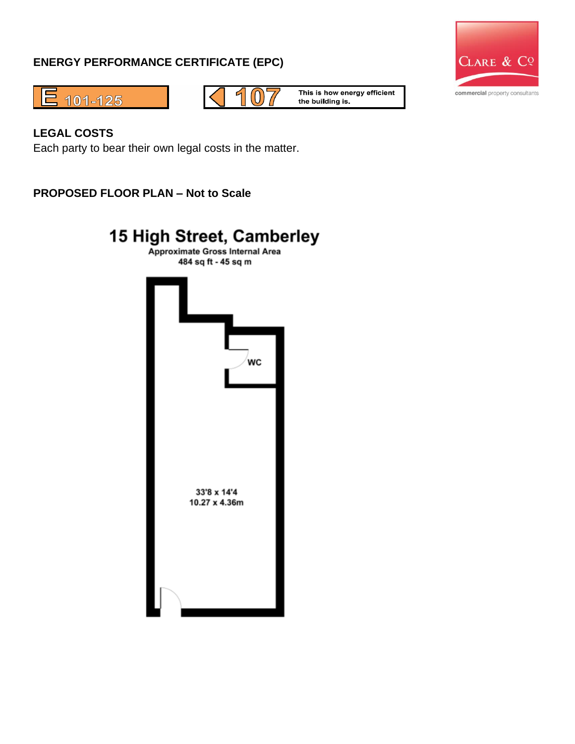## ENERGY PERFORMANCE CERTIFICATE (EPC)

E 101-125

107 This is how energy efficient the building is.

## LEGAL COSTS

Each party to bear their own legal costs in the matter.

## PROPOSED FLOOR PLAN – Not to Scale

### 15 High Street, Camberley

Approximate Gross Internal Area
484 sq ft - 45 sq m

WC

33'8 x 14'4
10.27 x 4.36m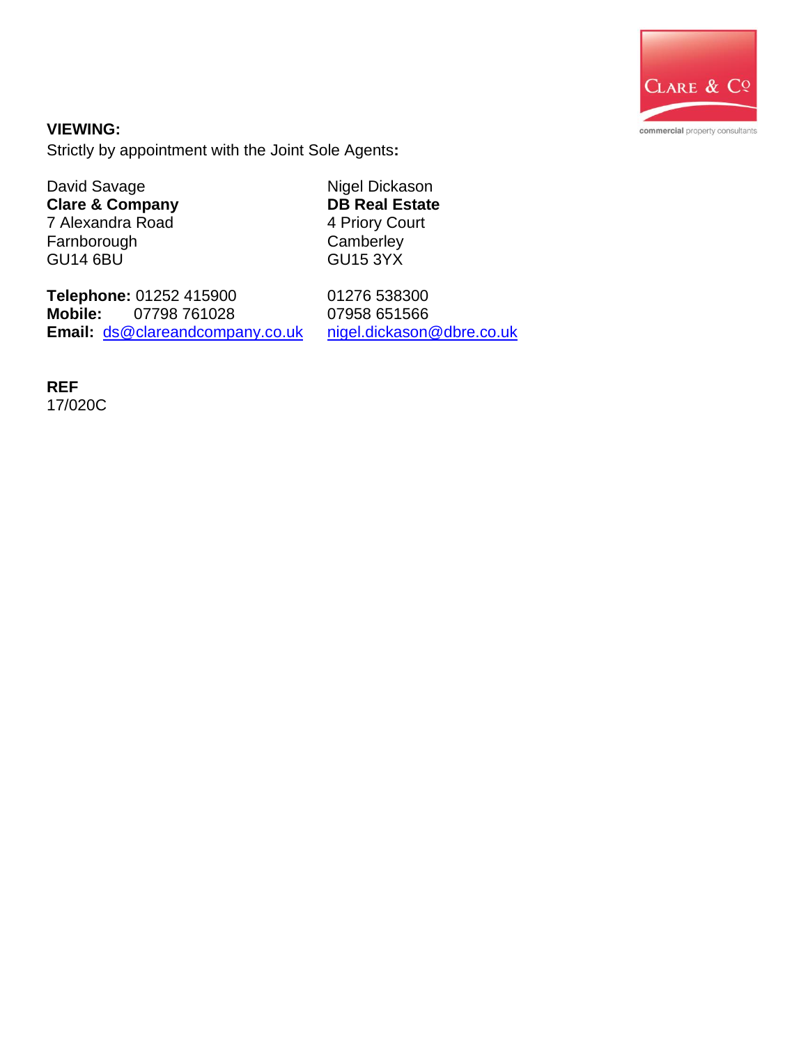**VIEWING:**
Strictly by appointment with the Joint Sole Agents**:**

| | |
|---|---|
| David Savage | Nigel Dickason |
| **Clare & Company** | **DB Real Estate** |
| 7 Alexandra Road | 4 Priory Court |
| Farnborough | Camberley |
| GU14 6BU | GU15 3YX |
| **Telephone:** 01252 415900 | 01276 538300 |
| **Mobile:** 07798 761028 | 07958 651566 |
| **Email:** ds@clareandcompany.co.uk | nigel.dickason@dbre.co.uk |

**REF**
17/020C